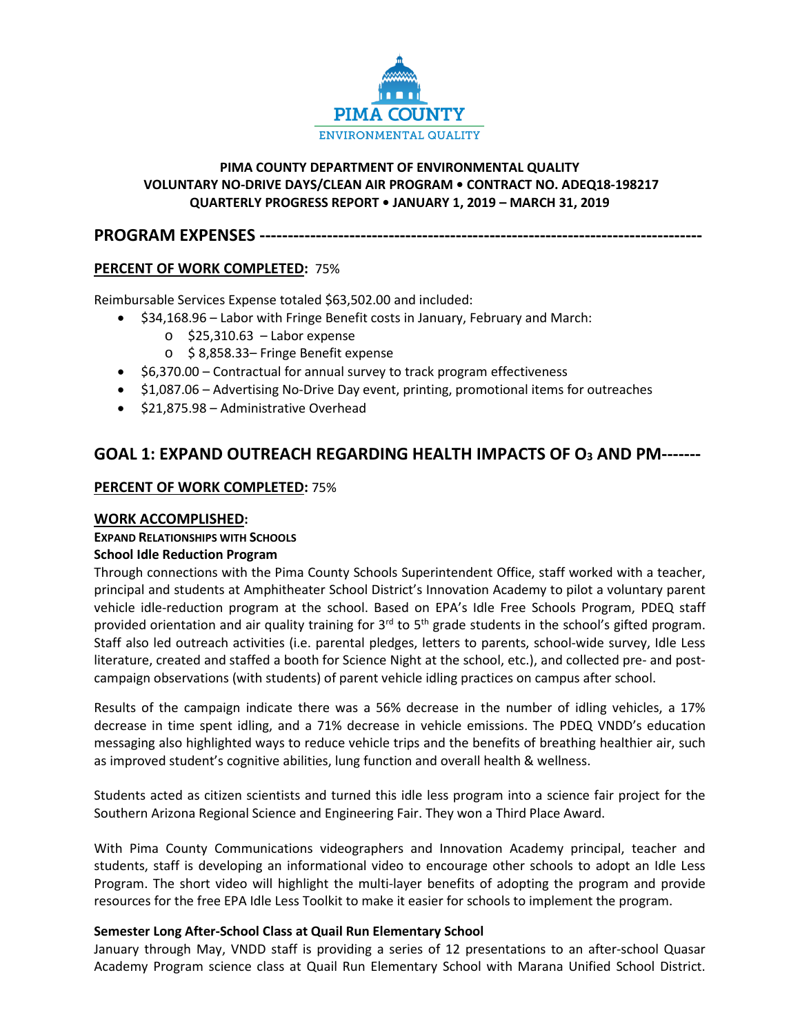PIMA COUNTY

ENVIRONMENTAL QUALITY

**PIMA COUNTY DEPARTMENT OF ENVIRONMENTAL QUALITY**
**VOLUNTARY NO-DRIVE DAYS/CLEAN AIR PROGRAM • CONTRACT NO. ADEQ18-198217**
**QUARTERLY PROGRESS REPORT • JANUARY 1, 2019 – MARCH 31, 2019**

## PROGRAM EXPENSES ---------------------------------------------------------------------------

**PERCENT OF WORK COMPLETED:** 75%

Reimbursable Services Expense totaled $63,502.00 and included:

- $34,168.96 – Labor with Fringe Benefit costs in January, February and March:
  - $25,310.63 – Labor expense
  - $ 8,858.33– Fringe Benefit expense
- $6,370.00 – Contractual for annual survey to track program effectiveness
- $1,087.06 – Advertising No-Drive Day event, printing, promotional items for outreaches
- $21,875.98 – Administrative Overhead

## GOAL 1: EXPAND OUTREACH REGARDING HEALTH IMPACTS OF $O_3$ AND PM-------

**PERCENT OF WORK COMPLETED:** 75%

**WORK ACCOMPLISHED:**

**EXPAND RELATIONSHIPS WITH SCHOOLS**

**School Idle Reduction Program**

Through connections with the Pima County Schools Superintendent Office, staff worked with a teacher, principal and students at Amphitheater School District's Innovation Academy to pilot a voluntary parent vehicle idle-reduction program at the school. Based on EPA's Idle Free Schools Program, PDEQ staff provided orientation and air quality training for 3rd to 5th grade students in the school's gifted program. Staff also led outreach activities (i.e. parental pledges, letters to parents, school-wide survey, Idle Less literature, created and staffed a booth for Science Night at the school, etc.), and collected pre- and post-campaign observations (with students) of parent vehicle idling practices on campus after school.

Results of the campaign indicate there was a 56% decrease in the number of idling vehicles, a 17% decrease in time spent idling, and a 71% decrease in vehicle emissions. The PDEQ VNDD's education messaging also highlighted ways to reduce vehicle trips and the benefits of breathing healthier air, such as improved student's cognitive abilities, lung function and overall health & wellness.

Students acted as citizen scientists and turned this idle less program into a science fair project for the Southern Arizona Regional Science and Engineering Fair. They won a Third Place Award.

With Pima County Communications videographers and Innovation Academy principal, teacher and students, staff is developing an informational video to encourage other schools to adopt an Idle Less Program. The short video will highlight the multi-layer benefits of adopting the program and provide resources for the free EPA Idle Less Toolkit to make it easier for schools to implement the program.

**Semester Long After-School Class at Quail Run Elementary School**

January through May, VNDD staff is providing a series of 12 presentations to an after-school Quasar Academy Program science class at Quail Run Elementary School with Marana Unified School District.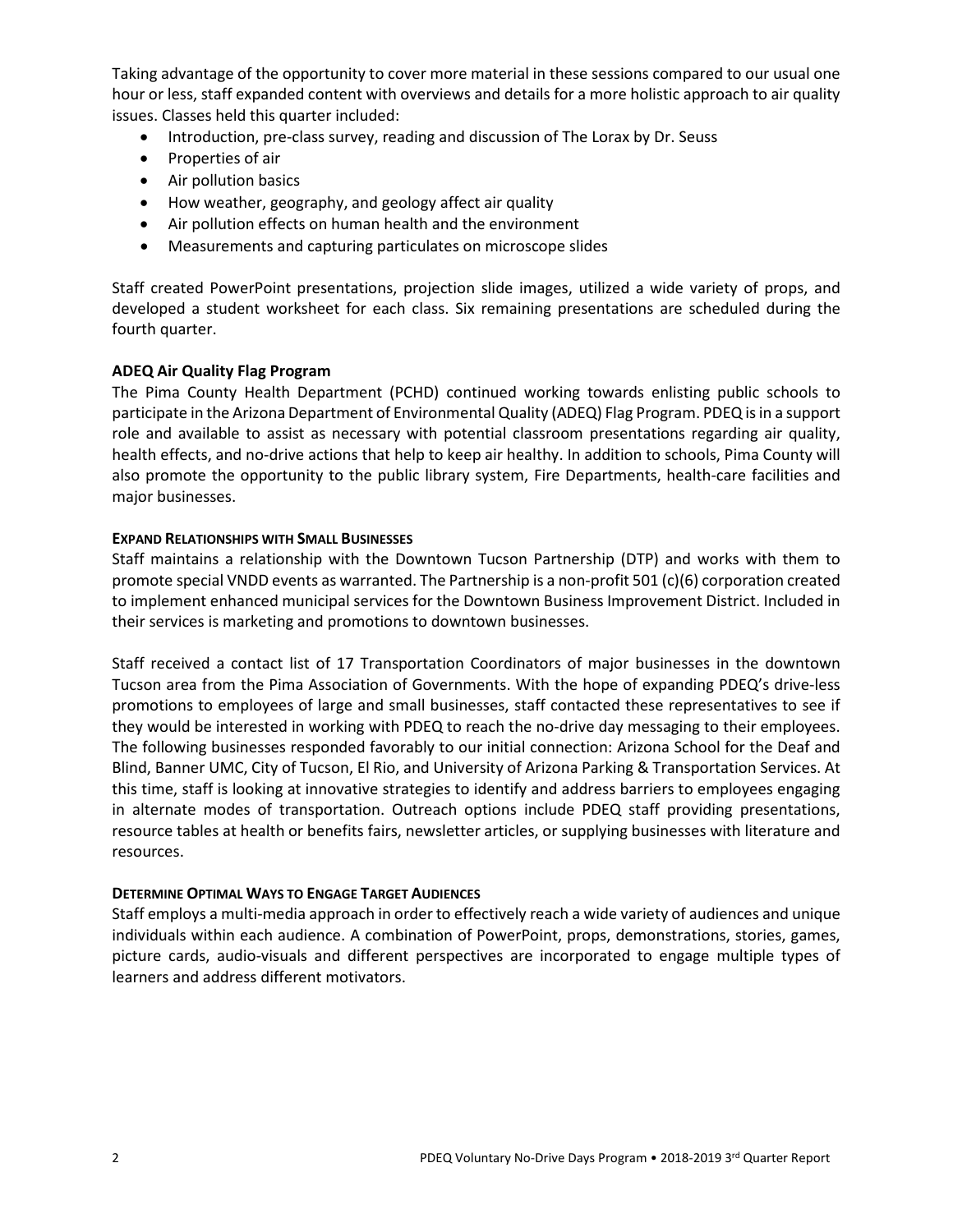Taking advantage of the opportunity to cover more material in these sessions compared to our usual one hour or less, staff expanded content with overviews and details for a more holistic approach to air quality issues. Classes held this quarter included:

- Introduction, pre-class survey, reading and discussion of The Lorax by Dr. Seuss
- Properties of air
- Air pollution basics
- How weather, geography, and geology affect air quality
- Air pollution effects on human health and the environment
- Measurements and capturing particulates on microscope slides

Staff created PowerPoint presentations, projection slide images, utilized a wide variety of props, and developed a student worksheet for each class. Six remaining presentations are scheduled during the fourth quarter.

**ADEQ Air Quality Flag Program**

The Pima County Health Department (PCHD) continued working towards enlisting public schools to participate in the Arizona Department of Environmental Quality (ADEQ) Flag Program. PDEQ is in a support role and available to assist as necessary with potential classroom presentations regarding air quality, health effects, and no-drive actions that help to keep air healthy. In addition to schools, Pima County will also promote the opportunity to the public library system, Fire Departments, health-care facilities and major businesses.

**EXPAND RELATIONSHIPS WITH SMALL BUSINESSES**

Staff maintains a relationship with the Downtown Tucson Partnership (DTP) and works with them to promote special VNDD events as warranted. The Partnership is a non-profit 501 (c)(6) corporation created to implement enhanced municipal services for the Downtown Business Improvement District. Included in their services is marketing and promotions to downtown businesses.

Staff received a contact list of 17 Transportation Coordinators of major businesses in the downtown Tucson area from the Pima Association of Governments. With the hope of expanding PDEQ's drive-less promotions to employees of large and small businesses, staff contacted these representatives to see if they would be interested in working with PDEQ to reach the no-drive day messaging to their employees. The following businesses responded favorably to our initial connection: Arizona School for the Deaf and Blind, Banner UMC, City of Tucson, El Rio, and University of Arizona Parking & Transportation Services. At this time, staff is looking at innovative strategies to identify and address barriers to employees engaging in alternate modes of transportation. Outreach options include PDEQ staff providing presentations, resource tables at health or benefits fairs, newsletter articles, or supplying businesses with literature and resources.

**DETERMINE OPTIMAL WAYS TO ENGAGE TARGET AUDIENCES**

Staff employs a multi-media approach in order to effectively reach a wide variety of audiences and unique individuals within each audience. A combination of PowerPoint, props, demonstrations, stories, games, picture cards, audio-visuals and different perspectives are incorporated to engage multiple types of learners and address different motivators.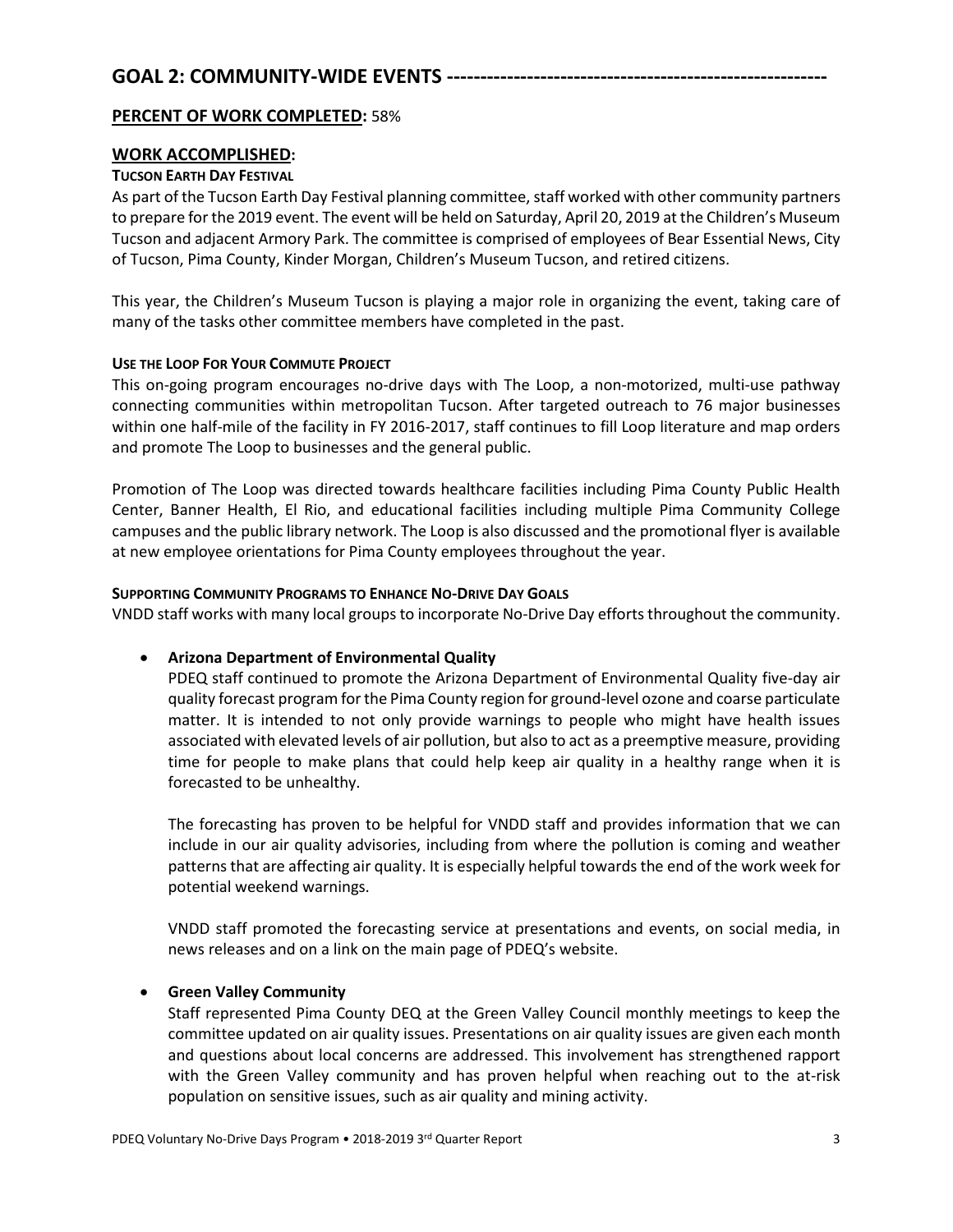## GOAL 2: COMMUNITY-WIDE EVENTS --------------------------------------------------------

**PERCENT OF WORK COMPLETED:** 58%

**WORK ACCOMPLISHED:**

**TUCSON EARTH DAY FESTIVAL**

As part of the Tucson Earth Day Festival planning committee, staff worked with other community partners to prepare for the 2019 event. The event will be held on Saturday, April 20, 2019 at the Children's Museum Tucson and adjacent Armory Park. The committee is comprised of employees of Bear Essential News, City of Tucson, Pima County, Kinder Morgan, Children's Museum Tucson, and retired citizens.

This year, the Children's Museum Tucson is playing a major role in organizing the event, taking care of many of the tasks other committee members have completed in the past.

**USE THE LOOP FOR YOUR COMMUTE PROJECT**

This on-going program encourages no-drive days with The Loop, a non-motorized, multi-use pathway connecting communities within metropolitan Tucson. After targeted outreach to 76 major businesses within one half-mile of the facility in FY 2016-2017, staff continues to fill Loop literature and map orders and promote The Loop to businesses and the general public.

Promotion of The Loop was directed towards healthcare facilities including Pima County Public Health Center, Banner Health, El Rio, and educational facilities including multiple Pima Community College campuses and the public library network. The Loop is also discussed and the promotional flyer is available at new employee orientations for Pima County employees throughout the year.

**SUPPORTING COMMUNITY PROGRAMS TO ENHANCE NO-DRIVE DAY GOALS**

VNDD staff works with many local groups to incorporate No-Drive Day efforts throughout the community.

- **Arizona Department of Environmental Quality**

  PDEQ staff continued to promote the Arizona Department of Environmental Quality five-day air quality forecast program for the Pima County region for ground-level ozone and coarse particulate matter. It is intended to not only provide warnings to people who might have health issues associated with elevated levels of air pollution, but also to act as a preemptive measure, providing time for people to make plans that could help keep air quality in a healthy range when it is forecasted to be unhealthy.

  The forecasting has proven to be helpful for VNDD staff and provides information that we can include in our air quality advisories, including from where the pollution is coming and weather patterns that are affecting air quality. It is especially helpful towards the end of the work week for potential weekend warnings.

  VNDD staff promoted the forecasting service at presentations and events, on social media, in news releases and on a link on the main page of PDEQ's website.

- **Green Valley Community**

  Staff represented Pima County DEQ at the Green Valley Council monthly meetings to keep the committee updated on air quality issues. Presentations on air quality issues are given each month and questions about local concerns are addressed. This involvement has strengthened rapport with the Green Valley community and has proven helpful when reaching out to the at-risk population on sensitive issues, such as air quality and mining activity.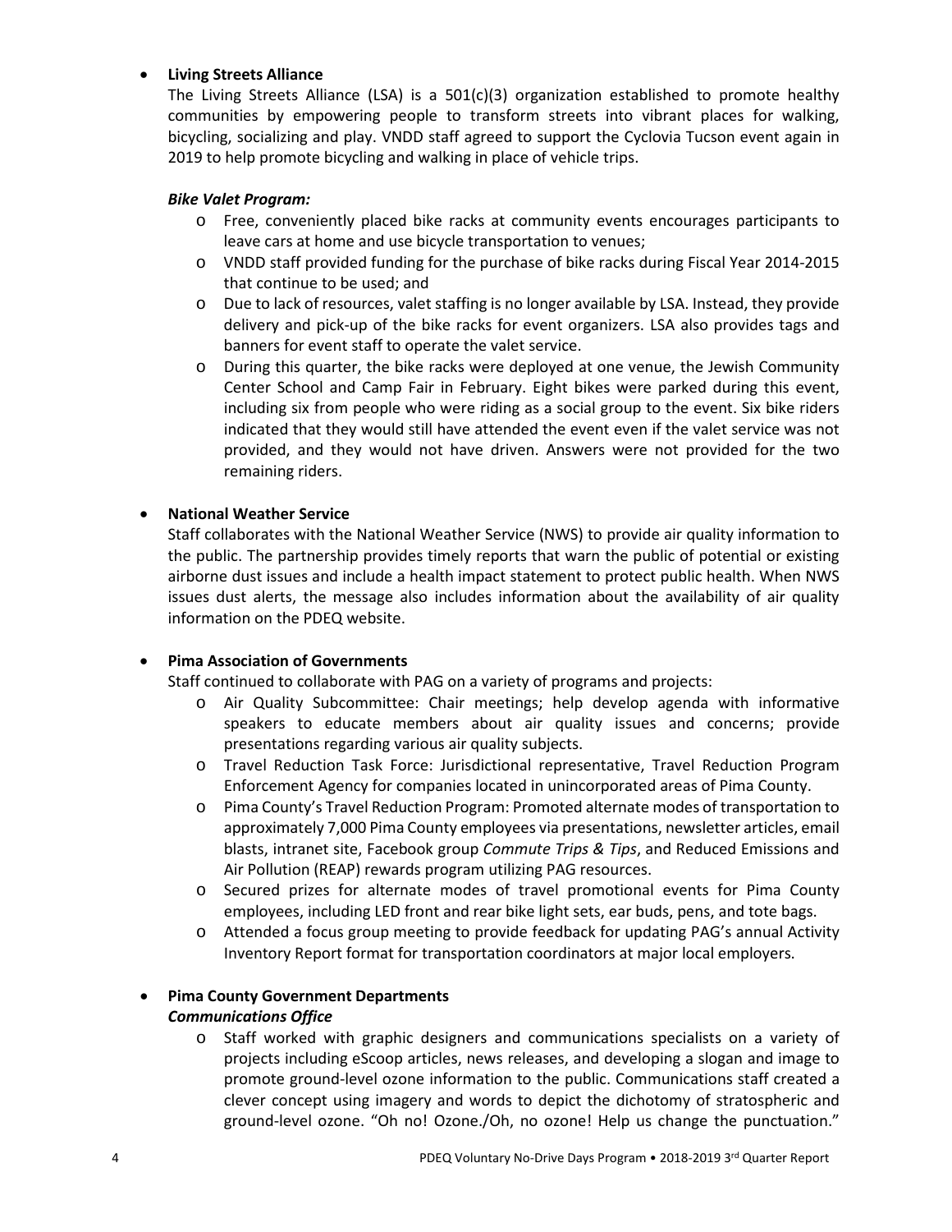- **Living Streets Alliance**
  The Living Streets Alliance (LSA) is a 501(c)(3) organization established to promote healthy communities by empowering people to transform streets into vibrant places for walking, bicycling, socializing and play. VNDD staff agreed to support the Cyclovia Tucson event again in 2019 to help promote bicycling and walking in place of vehicle trips.

  ***Bike Valet Program:***
  - Free, conveniently placed bike racks at community events encourages participants to leave cars at home and use bicycle transportation to venues;
  - VNDD staff provided funding for the purchase of bike racks during Fiscal Year 2014-2015 that continue to be used; and
  - Due to lack of resources, valet staffing is no longer available by LSA. Instead, they provide delivery and pick-up of the bike racks for event organizers. LSA also provides tags and banners for event staff to operate the valet service.
  - During this quarter, the bike racks were deployed at one venue, the Jewish Community Center School and Camp Fair in February. Eight bikes were parked during this event, including six from people who were riding as a social group to the event. Six bike riders indicated that they would still have attended the event even if the valet service was not provided, and they would not have driven. Answers were not provided for the two remaining riders.

- **National Weather Service**
  Staff collaborates with the National Weather Service (NWS) to provide air quality information to the public. The partnership provides timely reports that warn the public of potential or existing airborne dust issues and include a health impact statement to protect public health. When NWS issues dust alerts, the message also includes information about the availability of air quality information on the PDEQ website.

- **Pima Association of Governments**
  Staff continued to collaborate with PAG on a variety of programs and projects:
  - Air Quality Subcommittee: Chair meetings; help develop agenda with informative speakers to educate members about air quality issues and concerns; provide presentations regarding various air quality subjects.
  - Travel Reduction Task Force: Jurisdictional representative, Travel Reduction Program Enforcement Agency for companies located in unincorporated areas of Pima County.
  - Pima County's Travel Reduction Program: Promoted alternate modes of transportation to approximately 7,000 Pima County employees via presentations, newsletter articles, email blasts, intranet site, Facebook group *Commute Trips & Tips*, and Reduced Emissions and Air Pollution (REAP) rewards program utilizing PAG resources.
  - Secured prizes for alternate modes of travel promotional events for Pima County employees, including LED front and rear bike light sets, ear buds, pens, and tote bags.
  - Attended a focus group meeting to provide feedback for updating PAG's annual Activity Inventory Report format for transportation coordinators at major local employers.

- **Pima County Government Departments**
  ***Communications Office***
  - Staff worked with graphic designers and communications specialists on a variety of projects including eScoop articles, news releases, and developing a slogan and image to promote ground-level ozone information to the public. Communications staff created a clever concept using imagery and words to depict the dichotomy of stratospheric and ground-level ozone. "Oh no! Ozone./Oh, no ozone! Help us change the punctuation."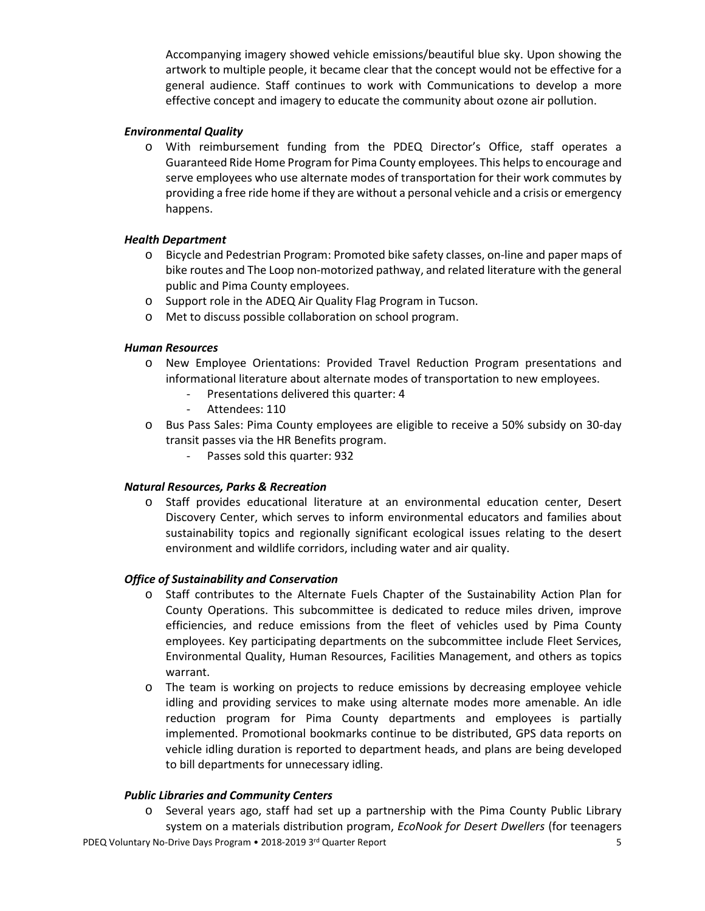Accompanying imagery showed vehicle emissions/beautiful blue sky. Upon showing the artwork to multiple people, it became clear that the concept would not be effective for a general audience. Staff continues to work with Communications to develop a more effective concept and imagery to educate the community about ozone air pollution.

***Environmental Quality***

- With reimbursement funding from the PDEQ Director's Office, staff operates a Guaranteed Ride Home Program for Pima County employees. This helps to encourage and serve employees who use alternate modes of transportation for their work commutes by providing a free ride home if they are without a personal vehicle and a crisis or emergency happens.

***Health Department***

- Bicycle and Pedestrian Program: Promoted bike safety classes, on-line and paper maps of bike routes and The Loop non-motorized pathway, and related literature with the general public and Pima County employees.
- Support role in the ADEQ Air Quality Flag Program in Tucson.
- Met to discuss possible collaboration on school program.

***Human Resources***

- New Employee Orientations: Provided Travel Reduction Program presentations and informational literature about alternate modes of transportation to new employees.
  - Presentations delivered this quarter: 4
  - Attendees: 110
- Bus Pass Sales: Pima County employees are eligible to receive a 50% subsidy on 30-day transit passes via the HR Benefits program.
  - Passes sold this quarter: 932

***Natural Resources, Parks & Recreation***

- Staff provides educational literature at an environmental education center, Desert Discovery Center, which serves to inform environmental educators and families about sustainability topics and regionally significant ecological issues relating to the desert environment and wildlife corridors, including water and air quality.

***Office of Sustainability and Conservation***

- Staff contributes to the Alternate Fuels Chapter of the Sustainability Action Plan for County Operations. This subcommittee is dedicated to reduce miles driven, improve efficiencies, and reduce emissions from the fleet of vehicles used by Pima County employees. Key participating departments on the subcommittee include Fleet Services, Environmental Quality, Human Resources, Facilities Management, and others as topics warrant.
- The team is working on projects to reduce emissions by decreasing employee vehicle idling and providing services to make using alternate modes more amenable. An idle reduction program for Pima County departments and employees is partially implemented. Promotional bookmarks continue to be distributed, GPS data reports on vehicle idling duration is reported to department heads, and plans are being developed to bill departments for unnecessary idling.

***Public Libraries and Community Centers***

- Several years ago, staff had set up a partnership with the Pima County Public Library system on a materials distribution program, *EcoNook for Desert Dwellers* (for teenagers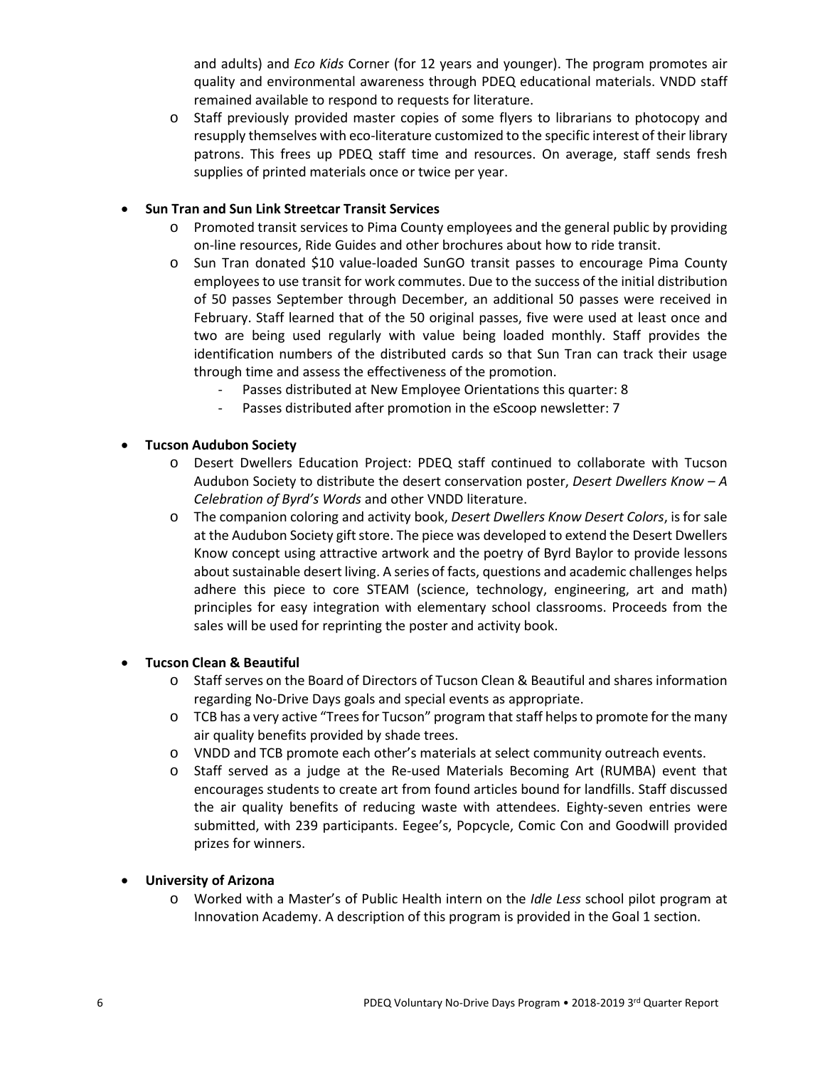and adults) and *Eco Kids* Corner (for 12 years and younger). The program promotes air quality and environmental awareness through PDEQ educational materials. VNDD staff remained available to respond to requests for literature.
    - Staff previously provided master copies of some flyers to librarians to photocopy and resupply themselves with eco-literature customized to the specific interest of their library patrons. This frees up PDEQ staff time and resources. On average, staff sends fresh supplies of printed materials once or twice per year.

- **Sun Tran and Sun Link Streetcar Transit Services**
    - Promoted transit services to Pima County employees and the general public by providing on-line resources, Ride Guides and other brochures about how to ride transit.
    - Sun Tran donated $10 value-loaded SunGO transit passes to encourage Pima County employees to use transit for work commutes. Due to the success of the initial distribution of 50 passes September through December, an additional 50 passes were received in February. Staff learned that of the 50 original passes, five were used at least once and two are being used regularly with value being loaded monthly. Staff provides the identification numbers of the distributed cards so that Sun Tran can track their usage through time and assess the effectiveness of the promotion.
        - Passes distributed at New Employee Orientations this quarter: 8
        - Passes distributed after promotion in the eScoop newsletter: 7

- **Tucson Audubon Society**
    - Desert Dwellers Education Project: PDEQ staff continued to collaborate with Tucson Audubon Society to distribute the desert conservation poster, *Desert Dwellers Know – A Celebration of Byrd's Words* and other VNDD literature.
    - The companion coloring and activity book, *Desert Dwellers Know Desert Colors*, is for sale at the Audubon Society gift store. The piece was developed to extend the Desert Dwellers Know concept using attractive artwork and the poetry of Byrd Baylor to provide lessons about sustainable desert living. A series of facts, questions and academic challenges helps adhere this piece to core STEAM (science, technology, engineering, art and math) principles for easy integration with elementary school classrooms. Proceeds from the sales will be used for reprinting the poster and activity book.

- **Tucson Clean & Beautiful**
    - Staff serves on the Board of Directors of Tucson Clean & Beautiful and shares information regarding No-Drive Days goals and special events as appropriate.
    - TCB has a very active "Trees for Tucson" program that staff helps to promote for the many air quality benefits provided by shade trees.
    - VNDD and TCB promote each other's materials at select community outreach events.
    - Staff served as a judge at the Re-used Materials Becoming Art (RUMBA) event that encourages students to create art from found articles bound for landfills. Staff discussed the air quality benefits of reducing waste with attendees. Eighty-seven entries were submitted, with 239 participants. Eegee's, Popcycle, Comic Con and Goodwill provided prizes for winners.

- **University of Arizona**
    - Worked with a Master's of Public Health intern on the *Idle Less* school pilot program at Innovation Academy. A description of this program is provided in the Goal 1 section.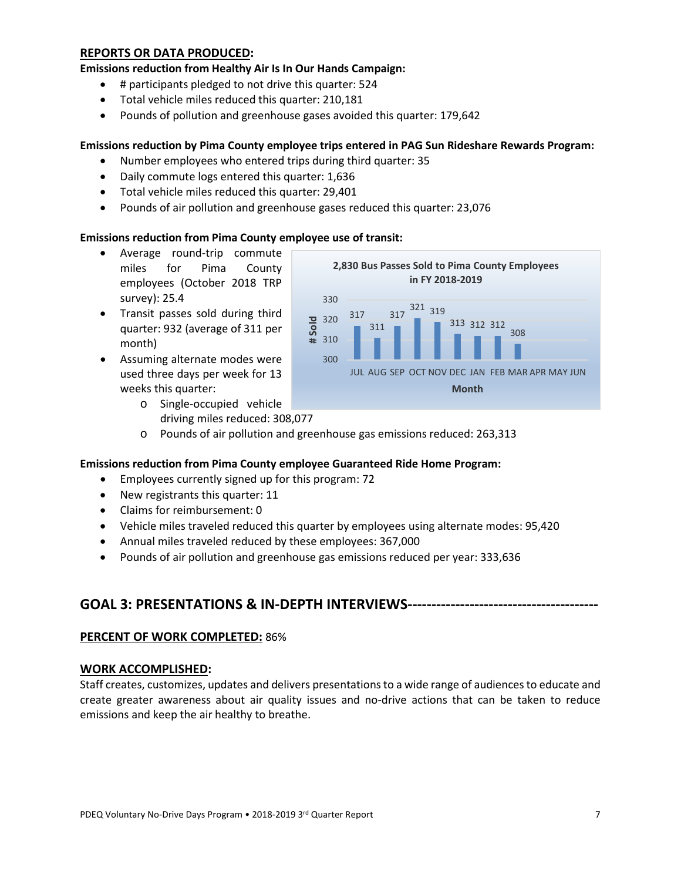## REPORTS OR DATA PRODUCED:

**Emissions reduction from Healthy Air Is In Our Hands Campaign:**

- # participants pledged to not drive this quarter: 524
- Total vehicle miles reduced this quarter: 210,181
- Pounds of pollution and greenhouse gases avoided this quarter: 179,642

**Emissions reduction by Pima County employee trips entered in PAG Sun Rideshare Rewards Program:**

- Number employees who entered trips during third quarter: 35
- Daily commute logs entered this quarter: 1,636
- Total vehicle miles reduced this quarter: 29,401
- Pounds of air pollution and greenhouse gases reduced this quarter: 23,076

**Emissions reduction from Pima County employee use of transit:**

- Average round-trip commute miles for Pima County employees (October 2018 TRP survey): 25.4
- Transit passes sold during third quarter: 932 (average of 311 per month)
- Assuming alternate modes were used three days per week for 13 weeks this quarter:
  - Single-occupied vehicle driving miles reduced: 308,077
  - Pounds of air pollution and greenhouse gas emissions reduced: 263,313

**2,830 Bus Passes Sold to Pima County Employees in FY 2018-2019**

| Month | # Sold |
|---|---|
| JUL | 317 |
| AUG | 311 |
| SEP | 317 |
| OCT | 321 |
| NOV | 319 |
| DEC | 313 |
| JAN | 312 |
| FEB | 312 |
| MAR | 308 |
| APR | |
| MAY | |
| JUN | |

**Emissions reduction from Pima County employee Guaranteed Ride Home Program:**

- Employees currently signed up for this program: 72
- New registrants this quarter: 11
- Claims for reimbursement: 0
- Vehicle miles traveled reduced this quarter by employees using alternate modes: 95,420
- Annual miles traveled reduced by these employees: 367,000
- Pounds of air pollution and greenhouse gas emissions reduced per year: 333,636

# GOAL 3: PRESENTATIONS & IN-DEPTH INTERVIEWS---------------------------------------

**PERCENT OF WORK COMPLETED:** 86%

**WORK ACCOMPLISHED:**

Staff creates, customizes, updates and delivers presentations to a wide range of audiences to educate and create greater awareness about air quality issues and no-drive actions that can be taken to reduce emissions and keep the air healthy to breathe.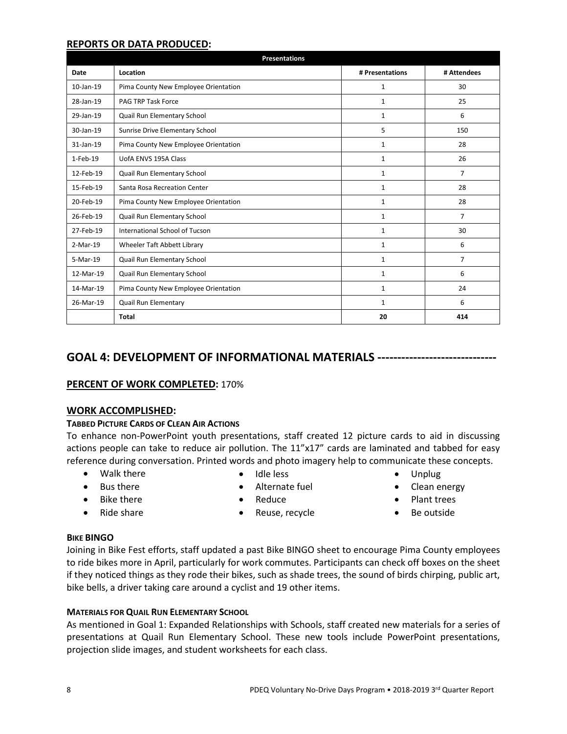## REPORTS OR DATA PRODUCED:

| Presentations | | | |
|---|---|---|---|
| **Date** | **Location** | **# Presentations** | **# Attendees** |
| 10-Jan-19 | Pima County New Employee Orientation | 1 | 30 |
| 28-Jan-19 | PAG TRP Task Force | 1 | 25 |
| 29-Jan-19 | Quail Run Elementary School | 1 | 6 |
| 30-Jan-19 | Sunrise Drive Elementary School | 5 | 150 |
| 31-Jan-19 | Pima County New Employee Orientation | 1 | 28 |
| 1-Feb-19 | UofA ENVS 195A Class | 1 | 26 |
| 12-Feb-19 | Quail Run Elementary School | 1 | 7 |
| 15-Feb-19 | Santa Rosa Recreation Center | 1 | 28 |
| 20-Feb-19 | Pima County New Employee Orientation | 1 | 28 |
| 26-Feb-19 | Quail Run Elementary School | 1 | 7 |
| 27-Feb-19 | International School of Tucson | 1 | 30 |
| 2-Mar-19 | Wheeler Taft Abbett Library | 1 | 6 |
| 5-Mar-19 | Quail Run Elementary School | 1 | 7 |
| 12-Mar-19 | Quail Run Elementary School | 1 | 6 |
| 14-Mar-19 | Pima County New Employee Orientation | 1 | 24 |
| 26-Mar-19 | Quail Run Elementary | 1 | 6 |
| | **Total** | **20** | **414** |

# GOAL 4: DEVELOPMENT OF INFORMATIONAL MATERIALS ------------------------------

## PERCENT OF WORK COMPLETED: 170%

## WORK ACCOMPLISHED:

### TABBED PICTURE CARDS OF CLEAN AIR ACTIONS

To enhance non-PowerPoint youth presentations, staff created 12 picture cards to aid in discussing actions people can take to reduce air pollution. The 11"x17" cards are laminated and tabbed for easy reference during conversation. Printed words and photo imagery help to communicate these concepts.

- Walk there
- Bus there
- Bike there
- Ride share
- Idle less
- Alternate fuel
- Reduce
- Reuse, recycle
- Unplug
- Clean energy
- Plant trees
- Be outside

### BIKE BINGO

Joining in Bike Fest efforts, staff updated a past Bike BINGO sheet to encourage Pima County employees to ride bikes more in April, particularly for work commutes. Participants can check off boxes on the sheet if they noticed things as they rode their bikes, such as shade trees, the sound of birds chirping, public art, bike bells, a driver taking care around a cyclist and 19 other items.

### MATERIALS FOR QUAIL RUN ELEMENTARY SCHOOL

As mentioned in Goal 1: Expanded Relationships with Schools, staff created new materials for a series of presentations at Quail Run Elementary School. These new tools include PowerPoint presentations, projection slide images, and student worksheets for each class.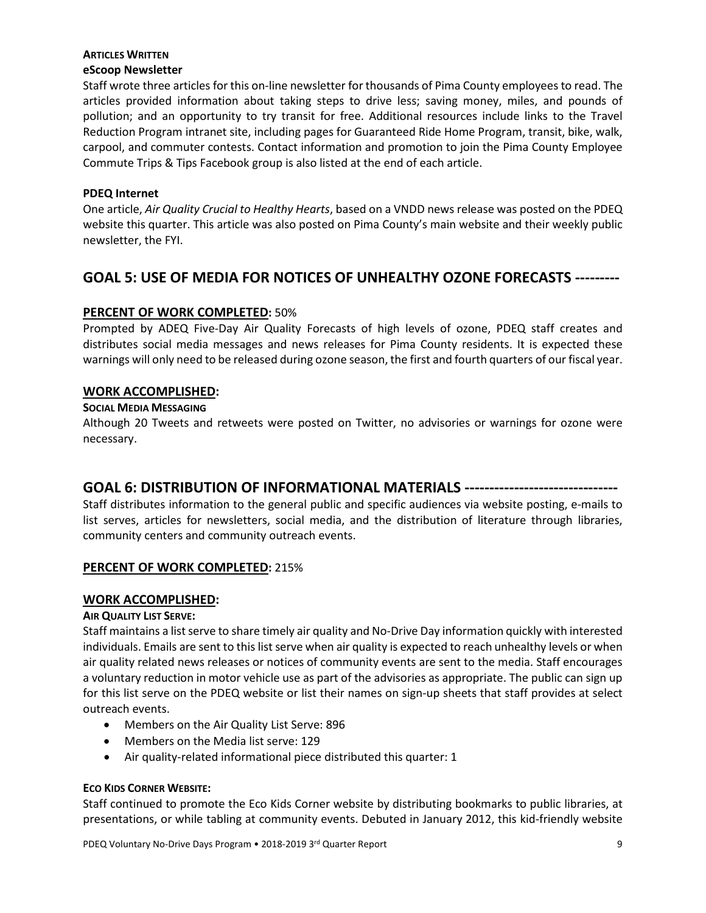#### ARTICLES WRITTEN

**eScoop Newsletter**

Staff wrote three articles for this on-line newsletter for thousands of Pima County employees to read. The articles provided information about taking steps to drive less; saving money, miles, and pounds of pollution; and an opportunity to try transit for free. Additional resources include links to the Travel Reduction Program intranet site, including pages for Guaranteed Ride Home Program, transit, bike, walk, carpool, and commuter contests. Contact information and promotion to join the Pima County Employee Commute Trips & Tips Facebook group is also listed at the end of each article.

**PDEQ Internet**

One article, *Air Quality Crucial to Healthy Hearts*, based on a VNDD news release was posted on the PDEQ website this quarter. This article was also posted on Pima County's main website and their weekly public newsletter, the FYI.

## GOAL 5: USE OF MEDIA FOR NOTICES OF UNHEALTHY OZONE FORECASTS ---------

### PERCENT OF WORK COMPLETED: 50%

Prompted by ADEQ Five-Day Air Quality Forecasts of high levels of ozone, PDEQ staff creates and distributes social media messages and news releases for Pima County residents. It is expected these warnings will only need to be released during ozone season, the first and fourth quarters of our fiscal year.

### WORK ACCOMPLISHED:

#### SOCIAL MEDIA MESSAGING

Although 20 Tweets and retweets were posted on Twitter, no advisories or warnings for ozone were necessary.

## GOAL 6: DISTRIBUTION OF INFORMATIONAL MATERIALS ------------------------------

Staff distributes information to the general public and specific audiences via website posting, e-mails to list serves, articles for newsletters, social media, and the distribution of literature through libraries, community centers and community outreach events.

### PERCENT OF WORK COMPLETED: 215%

### WORK ACCOMPLISHED:

#### AIR QUALITY LIST SERVE:

Staff maintains a list serve to share timely air quality and No-Drive Day information quickly with interested individuals. Emails are sent to this list serve when air quality is expected to reach unhealthy levels or when air quality related news releases or notices of community events are sent to the media. Staff encourages a voluntary reduction in motor vehicle use as part of the advisories as appropriate. The public can sign up for this list serve on the PDEQ website or list their names on sign-up sheets that staff provides at select outreach events.

- Members on the Air Quality List Serve: 896
- Members on the Media list serve: 129
- Air quality-related informational piece distributed this quarter: 1

#### ECO KIDS CORNER WEBSITE:

Staff continued to promote the Eco Kids Corner website by distributing bookmarks to public libraries, at presentations, or while tabling at community events. Debuted in January 2012, this kid-friendly website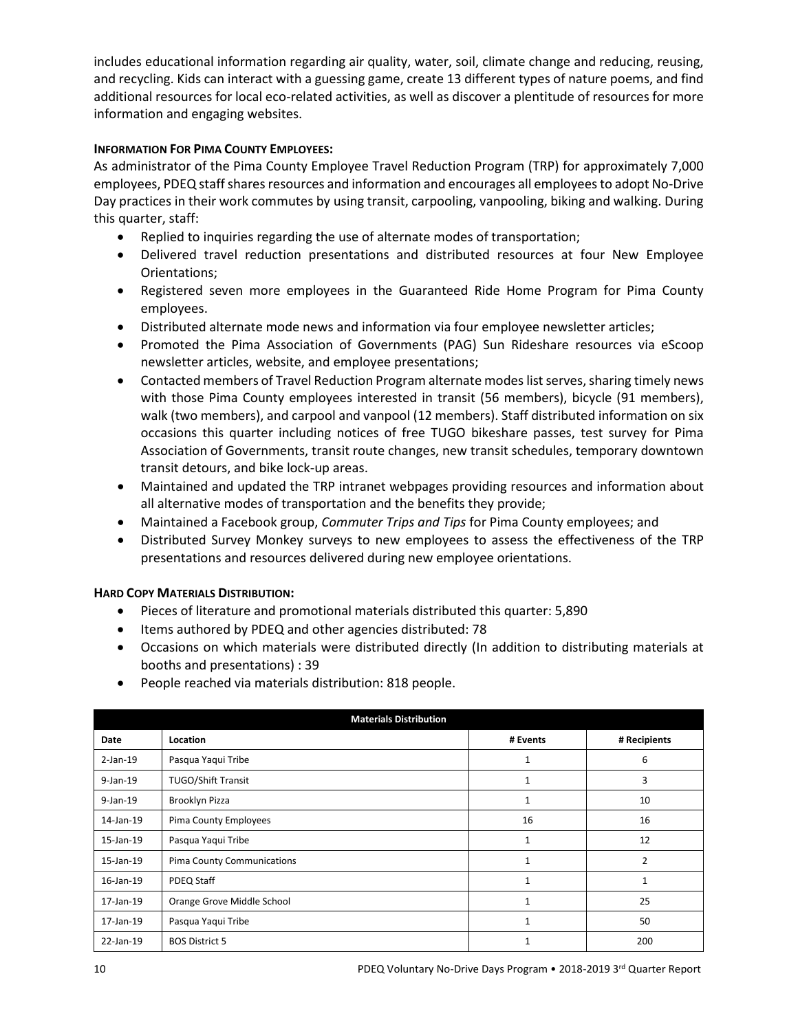includes educational information regarding air quality, water, soil, climate change and reducing, reusing, and recycling. Kids can interact with a guessing game, create 13 different types of nature poems, and find additional resources for local eco-related activities, as well as discover a plentitude of resources for more information and engaging websites.

**INFORMATION FOR PIMA COUNTY EMPLOYEES:**

As administrator of the Pima County Employee Travel Reduction Program (TRP) for approximately 7,000 employees, PDEQ staff shares resources and information and encourages all employees to adopt No-Drive Day practices in their work commutes by using transit, carpooling, vanpooling, biking and walking. During this quarter, staff:

- Replied to inquiries regarding the use of alternate modes of transportation;
- Delivered travel reduction presentations and distributed resources at four New Employee Orientations;
- Registered seven more employees in the Guaranteed Ride Home Program for Pima County employees.
- Distributed alternate mode news and information via four employee newsletter articles;
- Promoted the Pima Association of Governments (PAG) Sun Rideshare resources via eScoop newsletter articles, website, and employee presentations;
- Contacted members of Travel Reduction Program alternate modes list serves, sharing timely news with those Pima County employees interested in transit (56 members), bicycle (91 members), walk (two members), and carpool and vanpool (12 members). Staff distributed information on six occasions this quarter including notices of free TUGO bikeshare passes, test survey for Pima Association of Governments, transit route changes, new transit schedules, temporary downtown transit detours, and bike lock-up areas.
- Maintained and updated the TRP intranet webpages providing resources and information about all alternative modes of transportation and the benefits they provide;
- Maintained a Facebook group, *Commuter Trips and Tips* for Pima County employees; and
- Distributed Survey Monkey surveys to new employees to assess the effectiveness of the TRP presentations and resources delivered during new employee orientations.

**HARD COPY MATERIALS DISTRIBUTION:**

- Pieces of literature and promotional materials distributed this quarter: 5,890
- Items authored by PDEQ and other agencies distributed: 78
- Occasions on which materials were distributed directly (In addition to distributing materials at booths and presentations) : 39
- People reached via materials distribution: 818 people.

| Materials Distribution | | | |
|---|---|---|---|
| **Date** | **Location** | **# Events** | **# Recipients** |
| 2-Jan-19 | Pasqua Yaqui Tribe | 1 | 6 |
| 9-Jan-19 | TUGO/Shift Transit | 1 | 3 |
| 9-Jan-19 | Brooklyn Pizza | 1 | 10 |
| 14-Jan-19 | Pima County Employees | 16 | 16 |
| 15-Jan-19 | Pasqua Yaqui Tribe | 1 | 12 |
| 15-Jan-19 | Pima County Communications | 1 | 2 |
| 16-Jan-19 | PDEQ Staff | 1 | 1 |
| 17-Jan-19 | Orange Grove Middle School | 1 | 25 |
| 17-Jan-19 | Pasqua Yaqui Tribe | 1 | 50 |
| 22-Jan-19 | BOS District 5 | 1 | 200 |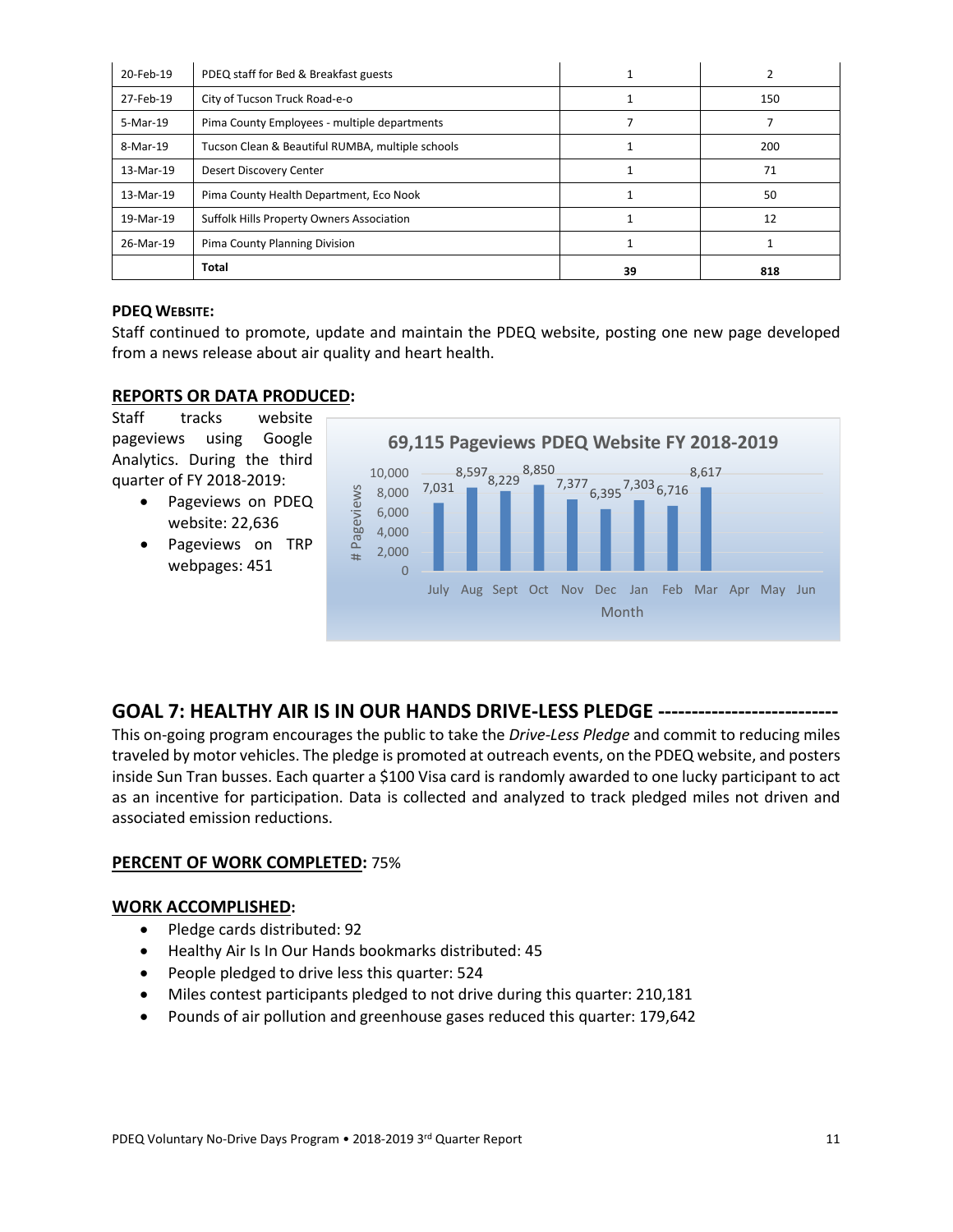| | | | |
|---|---|---|---|
| 20-Feb-19 | PDEQ staff for Bed & Breakfast guests | 1 | 2 |
| 27-Feb-19 | City of Tucson Truck Road-e-o | 1 | 150 |
| 5-Mar-19 | Pima County Employees - multiple departments | 7 | 7 |
| 8-Mar-19 | Tucson Clean & Beautiful RUMBA, multiple schools | 1 | 200 |
| 13-Mar-19 | Desert Discovery Center | 1 | 71 |
| 13-Mar-19 | Pima County Health Department, Eco Nook | 1 | 50 |
| 19-Mar-19 | Suffolk Hills Property Owners Association | 1 | 12 |
| 26-Mar-19 | Pima County Planning Division | 1 | 1 |
| | **Total** | **39** | **818** |

**PDEQ WEBSITE:**
Staff continued to promote, update and maintain the PDEQ website, posting one new page developed from a news release about air quality and heart health.

**REPORTS OR DATA PRODUCED:**

Staff tracks website pageviews using Google Analytics. During the third quarter of FY 2018-2019:

- Pageviews on PDEQ website: 22,636
- Pageviews on TRP webpages: 451

**69,115 Pageviews PDEQ Website FY 2018-2019**

| Month | # Pageviews |
|---|---|
| July | 7,031 |
| Aug | 8,597 |
| Sept | 8,229 |
| Oct | 8,850 |
| Nov | 7,377 |
| Dec | 6,395 |
| Jan | 7,303 |
| Feb | 6,716 |
| Mar | 8,617 |
| Apr | |
| May | |
| Jun | |

## GOAL 7: HEALTHY AIR IS IN OUR HANDS DRIVE-LESS PLEDGE --------------------------

This on-going program encourages the public to take the *Drive-Less Pledge* and commit to reducing miles traveled by motor vehicles. The pledge is promoted at outreach events, on the PDEQ website, and posters inside Sun Tran busses. Each quarter a $100 Visa card is randomly awarded to one lucky participant to act as an incentive for participation. Data is collected and analyzed to track pledged miles not driven and associated emission reductions.

**PERCENT OF WORK COMPLETED:** 75%

**WORK ACCOMPLISHED:**

- Pledge cards distributed: 92
- Healthy Air Is In Our Hands bookmarks distributed: 45
- People pledged to drive less this quarter: 524
- Miles contest participants pledged to not drive during this quarter: 210,181
- Pounds of air pollution and greenhouse gases reduced this quarter: 179,642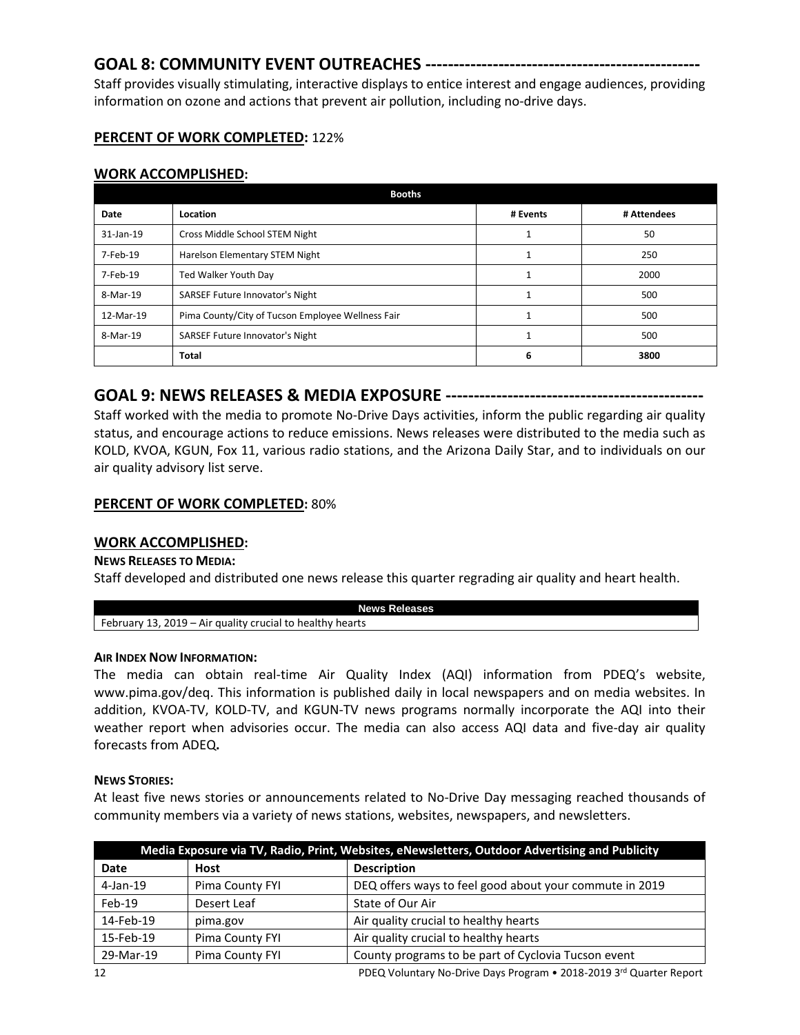## GOAL 8: COMMUNITY EVENT OUTREACHES ------------------------------------------------

Staff provides visually stimulating, interactive displays to entice interest and engage audiences, providing information on ozone and actions that prevent air pollution, including no-drive days.

**PERCENT OF WORK COMPLETED:** 122%

**WORK ACCOMPLISHED:**

| Booths | | | |
|---|---|---|---|
| **Date** | **Location** | **# Events** | **# Attendees** |
| 31-Jan-19 | Cross Middle School STEM Night | 1 | 50 |
| 7-Feb-19 | Harelson Elementary STEM Night | 1 | 250 |
| 7-Feb-19 | Ted Walker Youth Day | 1 | 2000 |
| 8-Mar-19 | SARSEF Future Innovator's Night | 1 | 500 |
| 12-Mar-19 | Pima County/City of Tucson Employee Wellness Fair | 1 | 500 |
| 8-Mar-19 | SARSEF Future Innovator's Night | 1 | 500 |
| | **Total** | **6** | **3800** |

## GOAL 9: NEWS RELEASES & MEDIA EXPOSURE ---------------------------------------------

Staff worked with the media to promote No-Drive Days activities, inform the public regarding air quality status, and encourage actions to reduce emissions. News releases were distributed to the media such as KOLD, KVOA, KGUN, Fox 11, various radio stations, and the Arizona Daily Star, and to individuals on our air quality advisory list serve.

**PERCENT OF WORK COMPLETED:** 80%

**WORK ACCOMPLISHED:**

**NEWS RELEASES TO MEDIA:**

Staff developed and distributed one news release this quarter regrading air quality and heart health.

| News Releases |
|---|
| February 13, 2019 – Air quality crucial to healthy hearts |

**AIR INDEX NOW INFORMATION:**

The media can obtain real-time Air Quality Index (AQI) information from PDEQ's website, www.pima.gov/deq. This information is published daily in local newspapers and on media websites. In addition, KVOA-TV, KOLD-TV, and KGUN-TV news programs normally incorporate the AQI into their weather report when advisories occur. The media can also access AQI data and five-day air quality forecasts from ADEQ**.**

**NEWS STORIES:**

At least five news stories or announcements related to No-Drive Day messaging reached thousands of community members via a variety of news stations, websites, newspapers, and newsletters.

| Media Exposure via TV, Radio, Print, Websites, eNewsletters, Outdoor Advertising and Publicity | | |
|---|---|---|
| **Date** | **Host** | **Description** |
| 4-Jan-19 | Pima County FYI | DEQ offers ways to feel good about your commute in 2019 |
| Feb-19 | Desert Leaf | State of Our Air |
| 14-Feb-19 | pima.gov | Air quality crucial to healthy hearts |
| 15-Feb-19 | Pima County FYI | Air quality crucial to healthy hearts |
| 29-Mar-19 | Pima County FYI | County programs to be part of Cyclovia Tucson event |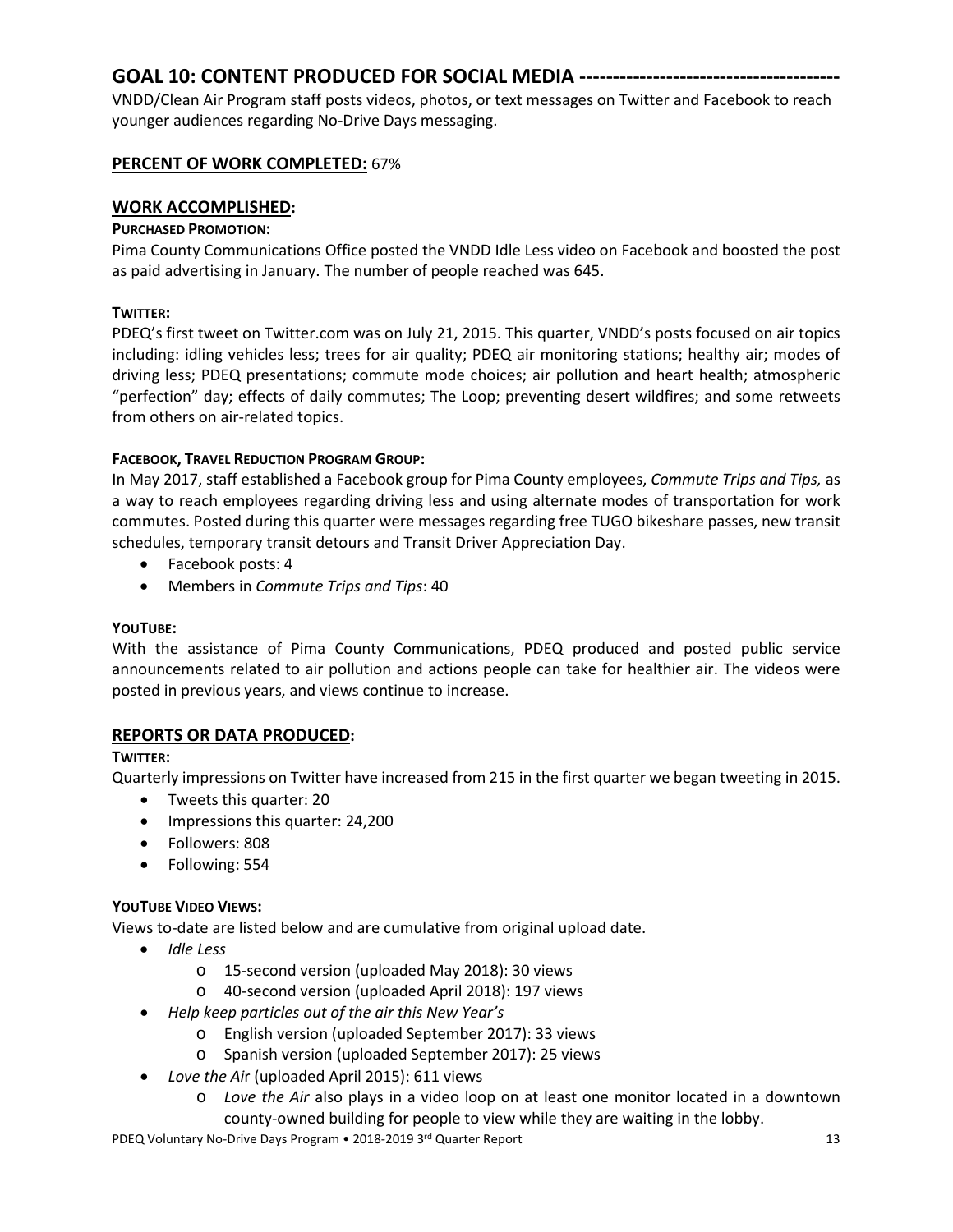## GOAL 10: CONTENT PRODUCED FOR SOCIAL MEDIA --------------------------------------

VNDD/Clean Air Program staff posts videos, photos, or text messages on Twitter and Facebook to reach younger audiences regarding No-Drive Days messaging.

### PERCENT OF WORK COMPLETED: 67%

### WORK ACCOMPLISHED:

**PURCHASED PROMOTION:**

Pima County Communications Office posted the VNDD Idle Less video on Facebook and boosted the post as paid advertising in January. The number of people reached was 645.

**TWITTER:**

PDEQ's first tweet on Twitter.com was on July 21, 2015. This quarter, VNDD's posts focused on air topics including: idling vehicles less; trees for air quality; PDEQ air monitoring stations; healthy air; modes of driving less; PDEQ presentations; commute mode choices; air pollution and heart health; atmospheric "perfection" day; effects of daily commutes; The Loop; preventing desert wildfires; and some retweets from others on air-related topics.

**FACEBOOK, TRAVEL REDUCTION PROGRAM GROUP:**

In May 2017, staff established a Facebook group for Pima County employees, *Commute Trips and Tips,* as a way to reach employees regarding driving less and using alternate modes of transportation for work commutes. Posted during this quarter were messages regarding free TUGO bikeshare passes, new transit schedules, temporary transit detours and Transit Driver Appreciation Day.

- Facebook posts: 4
- Members in *Commute Trips and Tips*: 40

**YOUTUBE:**

With the assistance of Pima County Communications, PDEQ produced and posted public service announcements related to air pollution and actions people can take for healthier air. The videos were posted in previous years, and views continue to increase.

### REPORTS OR DATA PRODUCED:

**TWITTER:**

Quarterly impressions on Twitter have increased from 215 in the first quarter we began tweeting in 2015.

- Tweets this quarter: 20
- Impressions this quarter: 24,200
- Followers: 808
- Following: 554

**YOUTUBE VIDEO VIEWS:**

Views to-date are listed below and are cumulative from original upload date.

- *Idle Less*
  - 15-second version (uploaded May 2018): 30 views
  - 40-second version (uploaded April 2018): 197 views
- *Help keep particles out of the air this New Year's*
  - English version (uploaded September 2017): 33 views
  - Spanish version (uploaded September 2017): 25 views
- *Love the Air* (uploaded April 2015): 611 views
  - *Love the Air* also plays in a video loop on at least one monitor located in a downtown county-owned building for people to view while they are waiting in the lobby.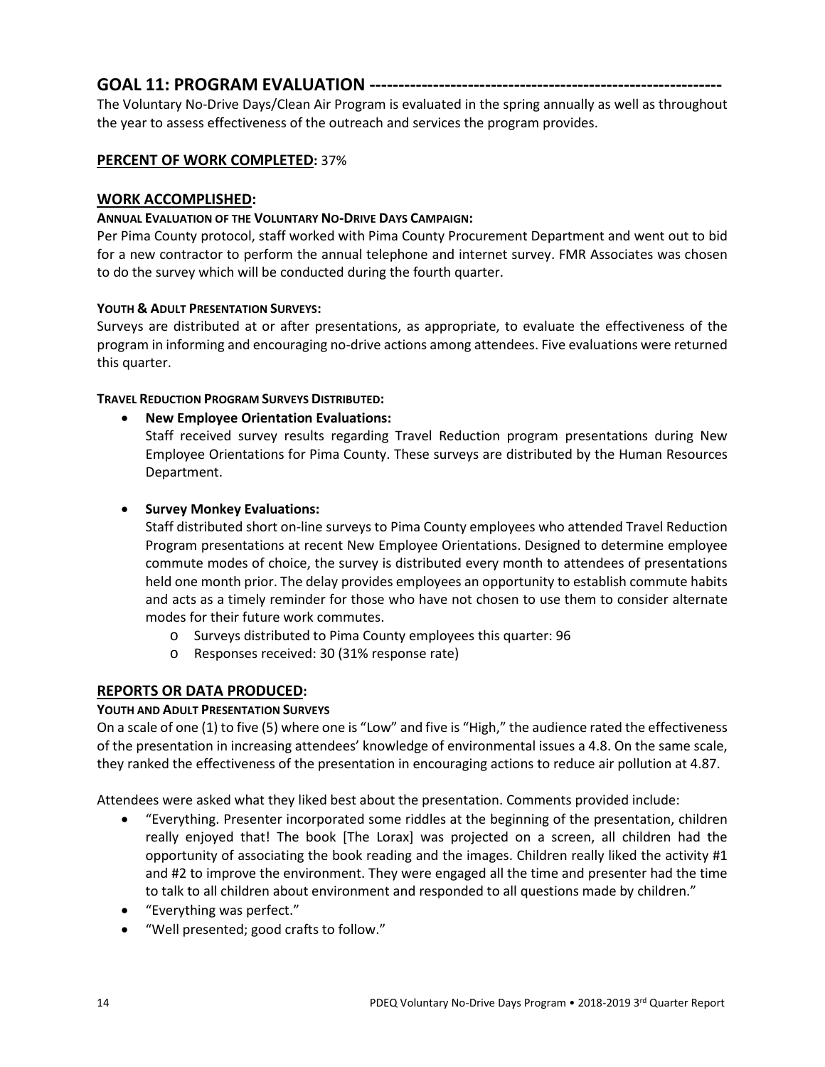## GOAL 11: PROGRAM EVALUATION -----------------------------------------------------------

The Voluntary No-Drive Days/Clean Air Program is evaluated in the spring annually as well as throughout the year to assess effectiveness of the outreach and services the program provides.

### PERCENT OF WORK COMPLETED: 37%

### WORK ACCOMPLISHED:

**ANNUAL EVALUATION OF THE VOLUNTARY NO-DRIVE DAYS CAMPAIGN:**

Per Pima County protocol, staff worked with Pima County Procurement Department and went out to bid for a new contractor to perform the annual telephone and internet survey. FMR Associates was chosen to do the survey which will be conducted during the fourth quarter.

**YOUTH & ADULT PRESENTATION SURVEYS:**

Surveys are distributed at or after presentations, as appropriate, to evaluate the effectiveness of the program in informing and encouraging no-drive actions among attendees. Five evaluations were returned this quarter.

**TRAVEL REDUCTION PROGRAM SURVEYS DISTRIBUTED:**

- **New Employee Orientation Evaluations:**
  Staff received survey results regarding Travel Reduction program presentations during New Employee Orientations for Pima County. These surveys are distributed by the Human Resources Department.

- **Survey Monkey Evaluations:**
  Staff distributed short on-line surveys to Pima County employees who attended Travel Reduction Program presentations at recent New Employee Orientations. Designed to determine employee commute modes of choice, the survey is distributed every month to attendees of presentations held one month prior. The delay provides employees an opportunity to establish commute habits and acts as a timely reminder for those who have not chosen to use them to consider alternate modes for their future work commutes.
  - Surveys distributed to Pima County employees this quarter: 96
  - Responses received: 30 (31% response rate)

### REPORTS OR DATA PRODUCED:

**YOUTH AND ADULT PRESENTATION SURVEYS**

On a scale of one (1) to five (5) where one is "Low" and five is "High," the audience rated the effectiveness of the presentation in increasing attendees' knowledge of environmental issues a 4.8. On the same scale, they ranked the effectiveness of the presentation in encouraging actions to reduce air pollution at 4.87.

Attendees were asked what they liked best about the presentation. Comments provided include:

- "Everything. Presenter incorporated some riddles at the beginning of the presentation, children really enjoyed that! The book [The Lorax] was projected on a screen, all children had the opportunity of associating the book reading and the images. Children really liked the activity #1 and #2 to improve the environment. They were engaged all the time and presenter had the time to talk to all children about environment and responded to all questions made by children."
- "Everything was perfect."
- "Well presented; good crafts to follow."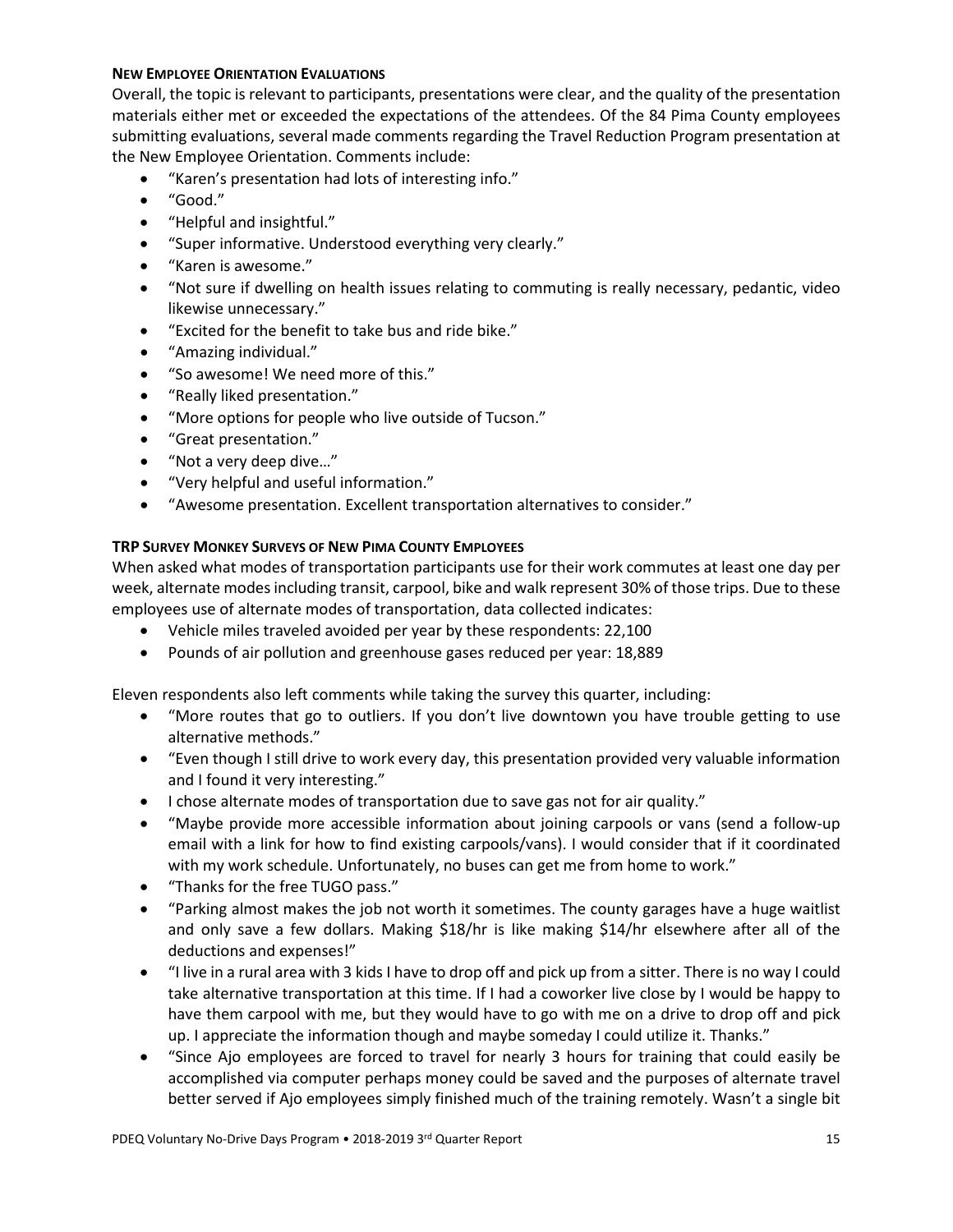#### New Employee Orientation Evaluations

Overall, the topic is relevant to participants, presentations were clear, and the quality of the presentation materials either met or exceeded the expectations of the attendees. Of the 84 Pima County employees submitting evaluations, several made comments regarding the Travel Reduction Program presentation at the New Employee Orientation. Comments include:

- "Karen's presentation had lots of interesting info."
- "Good."
- "Helpful and insightful."
- "Super informative. Understood everything very clearly."
- "Karen is awesome."
- "Not sure if dwelling on health issues relating to commuting is really necessary, pedantic, video likewise unnecessary."
- "Excited for the benefit to take bus and ride bike."
- "Amazing individual."
- "So awesome! We need more of this."
- "Really liked presentation."
- "More options for people who live outside of Tucson."
- "Great presentation."
- "Not a very deep dive…"
- "Very helpful and useful information."
- "Awesome presentation. Excellent transportation alternatives to consider."

#### TRP Survey Monkey Surveys of New Pima County Employees

When asked what modes of transportation participants use for their work commutes at least one day per week, alternate modes including transit, carpool, bike and walk represent 30% of those trips. Due to these employees use of alternate modes of transportation, data collected indicates:

- Vehicle miles traveled avoided per year by these respondents: 22,100
- Pounds of air pollution and greenhouse gases reduced per year: 18,889

Eleven respondents also left comments while taking the survey this quarter, including:

- "More routes that go to outliers. If you don't live downtown you have trouble getting to use alternative methods."
- "Even though I still drive to work every day, this presentation provided very valuable information and I found it very interesting."
- I chose alternate modes of transportation due to save gas not for air quality."
- "Maybe provide more accessible information about joining carpools or vans (send a follow-up email with a link for how to find existing carpools/vans). I would consider that if it coordinated with my work schedule. Unfortunately, no buses can get me from home to work."
- "Thanks for the free TUGO pass."
- "Parking almost makes the job not worth it sometimes. The county garages have a huge waitlist and only save a few dollars. Making $18/hr is like making $14/hr elsewhere after all of the deductions and expenses!"
- "I live in a rural area with 3 kids I have to drop off and pick up from a sitter. There is no way I could take alternative transportation at this time. If I had a coworker live close by I would be happy to have them carpool with me, but they would have to go with me on a drive to drop off and pick up. I appreciate the information though and maybe someday I could utilize it. Thanks."
- "Since Ajo employees are forced to travel for nearly 3 hours for training that could easily be accomplished via computer perhaps money could be saved and the purposes of alternate travel better served if Ajo employees simply finished much of the training remotely. Wasn't a single bit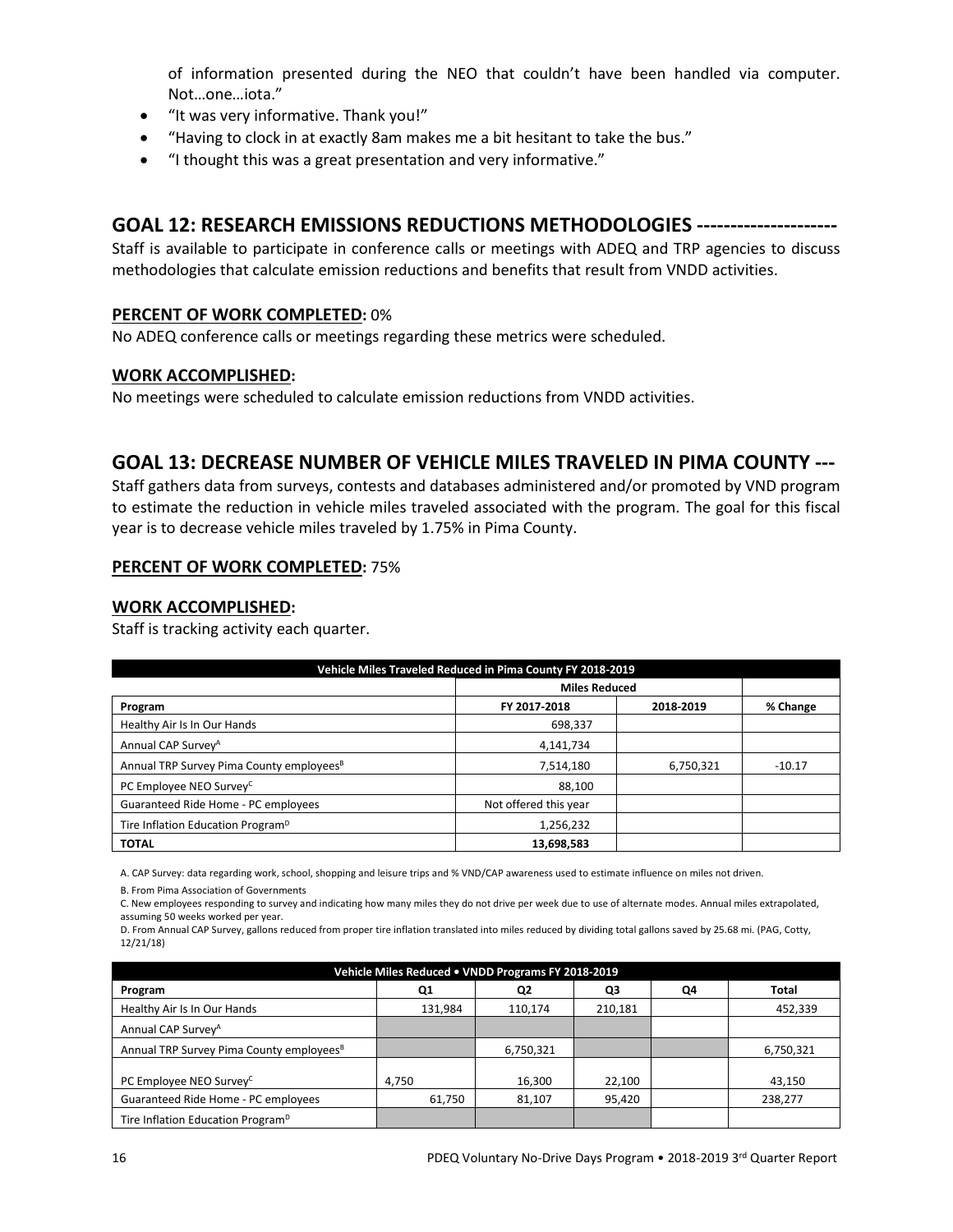of information presented during the NEO that couldn't have been handled via computer. Not…one…iota."

- "It was very informative. Thank you!"
- "Having to clock in at exactly 8am makes me a bit hesitant to take the bus."
- "I thought this was a great presentation and very informative."

## GOAL 12: RESEARCH EMISSIONS REDUCTIONS METHODOLOGIES --------------------

Staff is available to participate in conference calls or meetings with ADEQ and TRP agencies to discuss methodologies that calculate emission reductions and benefits that result from VNDD activities.

**PERCENT OF WORK COMPLETED:** 0%

No ADEQ conference calls or meetings regarding these metrics were scheduled.

**WORK ACCOMPLISHED:**

No meetings were scheduled to calculate emission reductions from VNDD activities.

## GOAL 13: DECREASE NUMBER OF VEHICLE MILES TRAVELED IN PIMA COUNTY ---

Staff gathers data from surveys, contests and databases administered and/or promoted by VND program to estimate the reduction in vehicle miles traveled associated with the program. The goal for this fiscal year is to decrease vehicle miles traveled by 1.75% in Pima County.

**PERCENT OF WORK COMPLETED:** 75%

**WORK ACCOMPLISHED:**

Staff is tracking activity each quarter.

| Vehicle Miles Traveled Reduced in Pima County FY 2018-2019 | | | |
|---|---|---|---|
| | Miles Reduced | | |
| **Program** | **FY 2017-2018** | **2018-2019** | **% Change** |
| Healthy Air Is In Our Hands | 698,337 | | |
| Annual CAP Survey[A] | 4,141,734 | | |
| Annual TRP Survey Pima County employees[B] | 7,514,180 | 6,750,321 | -10.17 |
| PC Employee NEO Survey[C] | 88,100 | | |
| Guaranteed Ride Home - PC employees | Not offered this year | | |
| Tire Inflation Education Program[D] | 1,256,232 | | |
| **TOTAL** | **13,698,583** | | |

A. CAP Survey: data regarding work, school, shopping and leisure trips and % VND/CAP awareness used to estimate influence on miles not driven.

B. From Pima Association of Governments

C. New employees responding to survey and indicating how many miles they do not drive per week due to use of alternate modes. Annual miles extrapolated, assuming 50 weeks worked per year.

D. From Annual CAP Survey, gallons reduced from proper tire inflation translated into miles reduced by dividing total gallons saved by 25.68 mi. (PAG, Cotty, 12/21/18)

| Vehicle Miles Reduced • VNDD Programs FY 2018-2019 | | | | | |
|---|---|---|---|---|---|
| **Program** | **Q1** | **Q2** | **Q3** | **Q4** | **Total** |
| Healthy Air Is In Our Hands | 131,984 | 110,174 | 210,181 | | 452,339 |
| Annual CAP Survey[A] | | | | | |
| Annual TRP Survey Pima County employees[B] | | 6,750,321 | | | 6,750,321 |
| PC Employee NEO Survey[C] | 4,750 | 16,300 | 22,100 | | 43,150 |
| Guaranteed Ride Home - PC employees | 61,750 | 81,107 | 95,420 | | 238,277 |
| Tire Inflation Education Program[D] | | | | | |